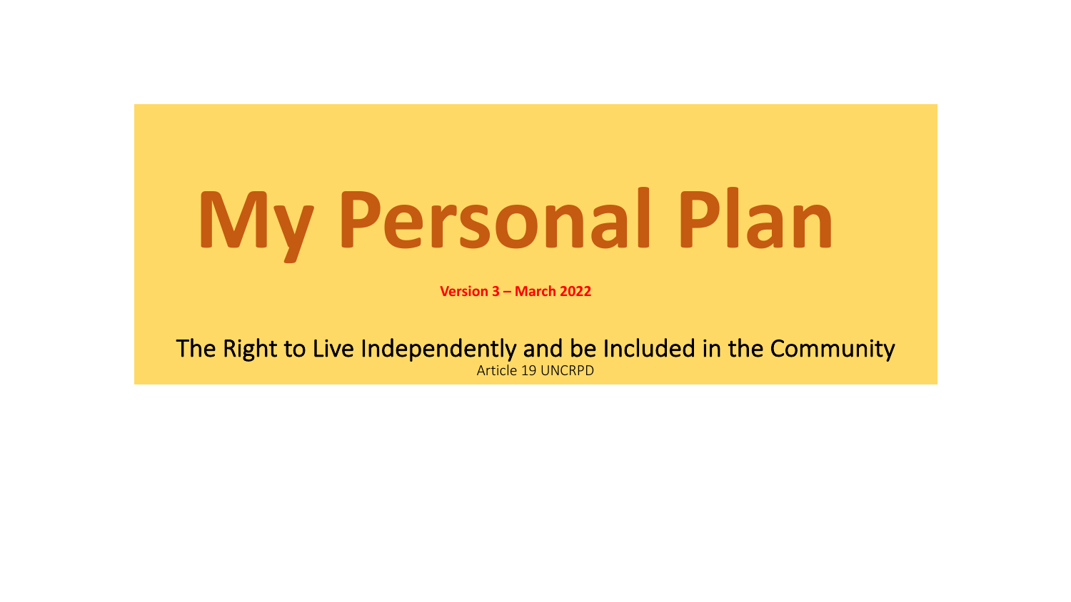# My Personal Plan

**Version 3 – March 2022**

The Right to Live Independently and be Included in the Community

Article 19 UNCRPD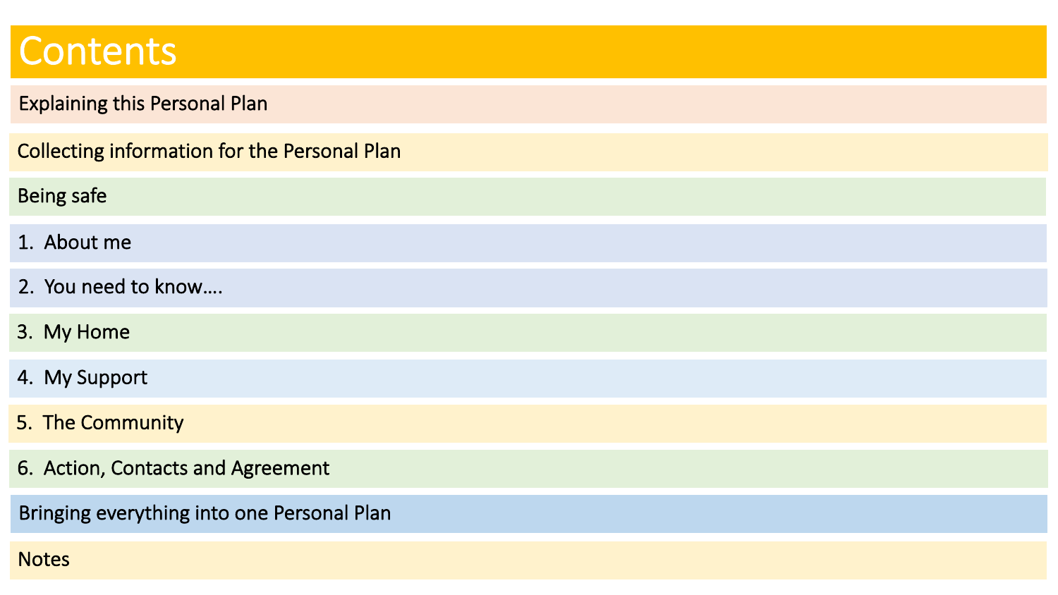# Contents

Explaining this Personal Plan

Collecting information for the Personal Plan

Being safe

1. About me
2. You need to know….
3. My Home
4. My Support
5. The Community
6. Action, Contacts and Agreement

Bringing everything into one Personal Plan

Notes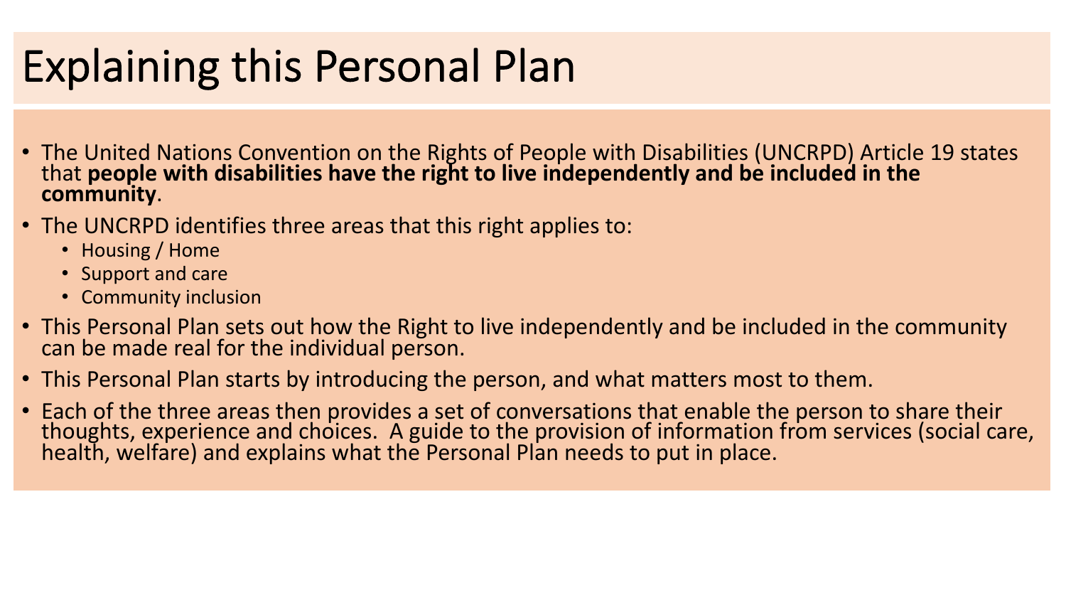# Explaining this Personal Plan

- The United Nations Convention on the Rights of People with Disabilities (UNCRPD) Article 19 states that **people with disabilities have the right to live independently and be included in the community**.
- The UNCRPD identifies three areas that this right applies to:
  - Housing / Home
  - Support and care
  - Community inclusion
- This Personal Plan sets out how the Right to live independently and be included in the community can be made real for the individual person.
- This Personal Plan starts by introducing the person, and what matters most to them.
- Each of the three areas then provides a set of conversations that enable the person to share their thoughts, experience and choices. A guide to the provision of information from services (social care, health, welfare) and explains what the Personal Plan needs to put in place.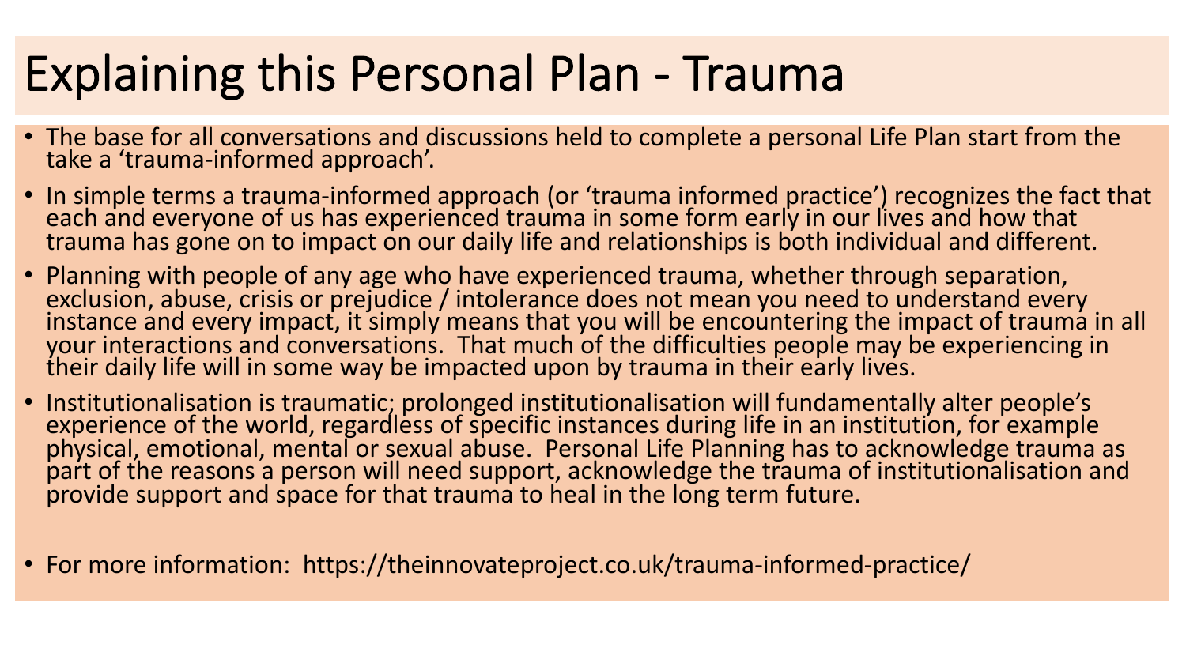# Explaining this Personal Plan - Trauma

- The base for all conversations and discussions held to complete a personal Life Plan start from the take a 'trauma-informed approach'.
- In simple terms a trauma-informed approach (or 'trauma informed practice') recognizes the fact that each and everyone of us has experienced trauma in some form early in our lives and how that trauma has gone on to impact on our daily life and relationships is both individual and different.
- Planning with people of any age who have experienced trauma, whether through separation, exclusion, abuse, crisis or prejudice / intolerance does not mean you need to understand every instance and every impact, it simply means that you will be encountering the impact of trauma in all your interactions and conversations. That much of the difficulties people may be experiencing in their daily life will in some way be impacted upon by trauma in their early lives.
- Institutionalisation is traumatic; prolonged institutionalisation will fundamentally alter people's experience of the world, regardless of specific instances during life in an institution, for example physical, emotional, mental or sexual abuse. Personal Life Planning has to acknowledge trauma as part of the reasons a person will need support, acknowledge the trauma of institutionalisation and provide support and space for that trauma to heal in the long term future.
- For more information: https://theinnovateproject.co.uk/trauma-informed-practice/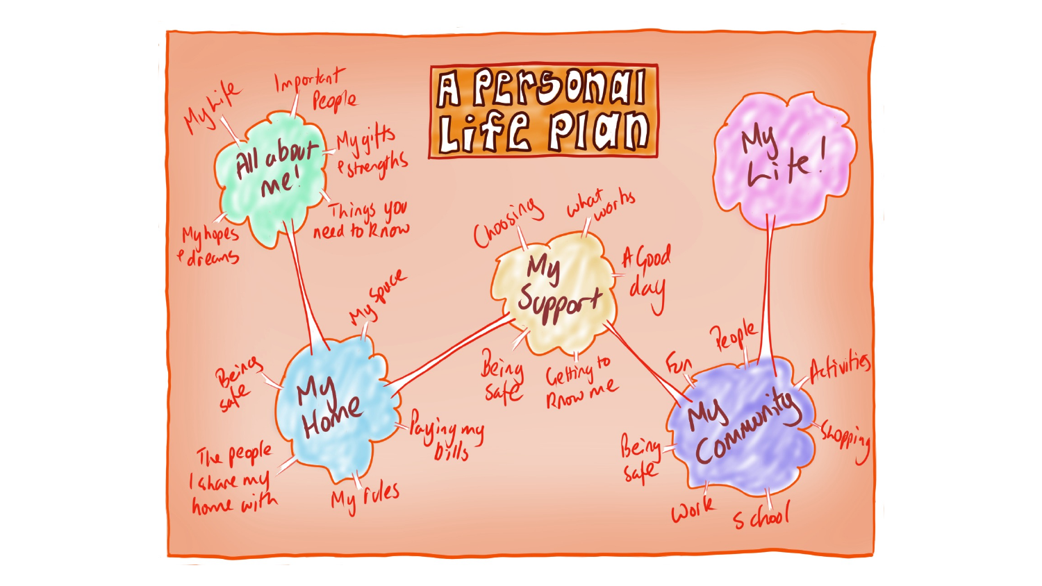# A Personal Life Plan

## All about me!

- My Life
- Important People
- My gifts & strengths
- Things you need to know
- My hopes & dreams

## My Home

- My space
- Being safe
- The people I share my home with
- My rules
- Paying my bills

## My Support

- Choosing
- What works
- A Good day
- Being safe
- Getting to know me

## My Community

- Fun
- People
- Activities
- Shopping
- Being safe
- Work
- School

## My Life!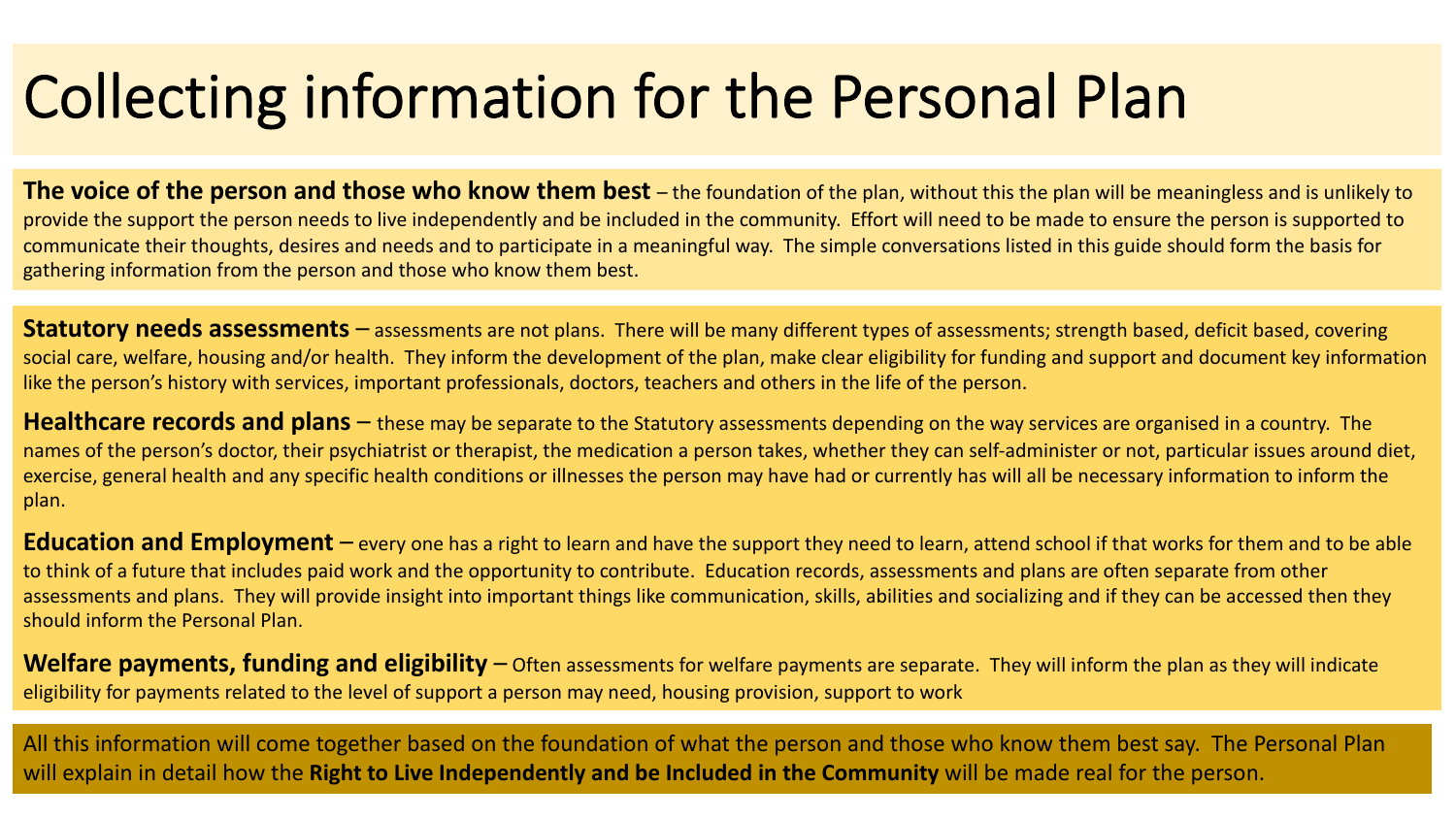# Collecting information for the Personal Plan

**The voice of the person and those who know them best** – the foundation of the plan, without this the plan will be meaningless and is unlikely to provide the support the person needs to live independently and be included in the community. Effort will need to be made to ensure the person is supported to communicate their thoughts, desires and needs and to participate in a meaningful way. The simple conversations listed in this guide should form the basis for gathering information from the person and those who know them best.

**Statutory needs assessments** – assessments are not plans. There will be many different types of assessments; strength based, deficit based, covering social care, welfare, housing and/or health. They inform the development of the plan, make clear eligibility for funding and support and document key information like the person's history with services, important professionals, doctors, teachers and others in the life of the person.

**Healthcare records and plans** – these may be separate to the Statutory assessments depending on the way services are organised in a country. The names of the person's doctor, their psychiatrist or therapist, the medication a person takes, whether they can self-administer or not, particular issues around diet, exercise, general health and any specific health conditions or illnesses the person may have had or currently has will all be necessary information to inform the plan.

**Education and Employment** – every one has a right to learn and have the support they need to learn, attend school if that works for them and to be able to think of a future that includes paid work and the opportunity to contribute. Education records, assessments and plans are often separate from other assessments and plans. They will provide insight into important things like communication, skills, abilities and socializing and if they can be accessed then they should inform the Personal Plan.

**Welfare payments, funding and eligibility** – Often assessments for welfare payments are separate. They will inform the plan as they will indicate eligibility for payments related to the level of support a person may need, housing provision, support to work

All this information will come together based on the foundation of what the person and those who know them best say. The Personal Plan will explain in detail how the **Right to Live Independently and be Included in the Community** will be made real for the person.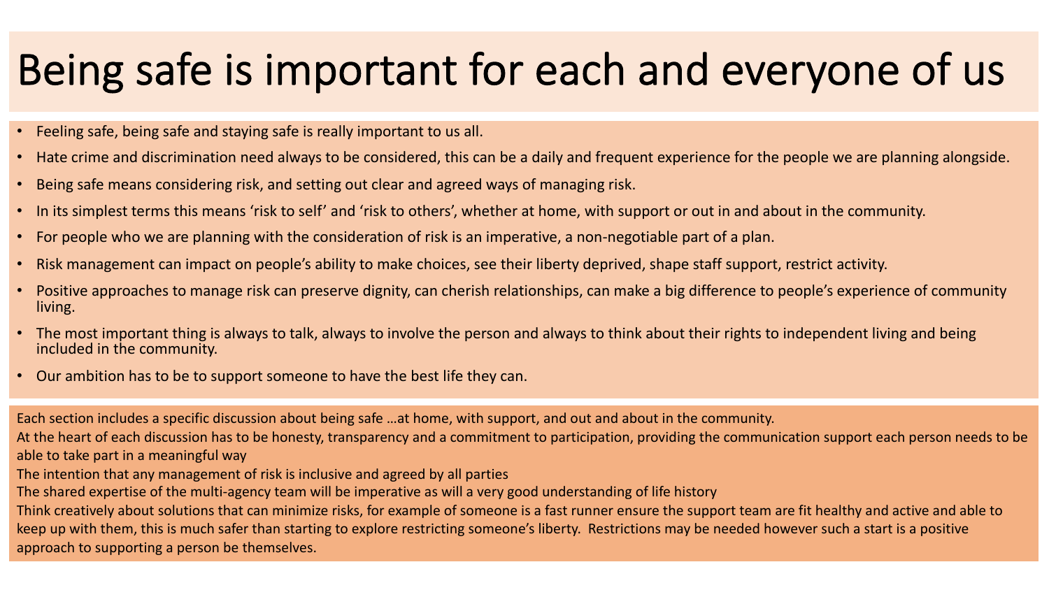# Being safe is important for each and everyone of us

- Feeling safe, being safe and staying safe is really important to us all.
- Hate crime and discrimination need always to be considered, this can be a daily and frequent experience for the people we are planning alongside.
- Being safe means considering risk, and setting out clear and agreed ways of managing risk.
- In its simplest terms this means 'risk to self' and 'risk to others', whether at home, with support or out in and about in the community.
- For people who we are planning with the consideration of risk is an imperative, a non-negotiable part of a plan.
- Risk management can impact on people's ability to make choices, see their liberty deprived, shape staff support, restrict activity.
- Positive approaches to manage risk can preserve dignity, can cherish relationships, can make a big difference to people's experience of community living.
- The most important thing is always to talk, always to involve the person and always to think about their rights to independent living and being included in the community.
- Our ambition has to be to support someone to have the best life they can.

Each section includes a specific discussion about being safe …at home, with support, and out and about in the community.

At the heart of each discussion has to be honesty, transparency and a commitment to participation, providing the communication support each person needs to be able to take part in a meaningful way

The intention that any management of risk is inclusive and agreed by all parties

The shared expertise of the multi-agency team will be imperative as will a very good understanding of life history

Think creatively about solutions that can minimize risks, for example of someone is a fast runner ensure the support team are fit healthy and active and able to keep up with them, this is much safer than starting to explore restricting someone's liberty. Restrictions may be needed however such a start is a positive approach to supporting a person be themselves.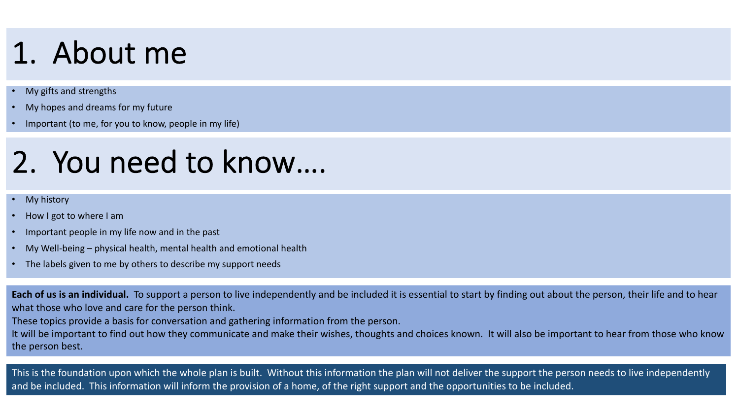# 1. About me

- My gifts and strengths
- My hopes and dreams for my future
- Important (to me, for you to know, people in my life)

# 2. You need to know….

- My history
- How I got to where I am
- Important people in my life now and in the past
- My Well-being – physical health, mental health and emotional health
- The labels given to me by others to describe my support needs

**Each of us is an individual.** To support a person to live independently and be included it is essential to start by finding out about the person, their life and to hear what those who love and care for the person think.

These topics provide a basis for conversation and gathering information from the person.

It will be important to find out how they communicate and make their wishes, thoughts and choices known. It will also be important to hear from those who know the person best.

This is the foundation upon which the whole plan is built. Without this information the plan will not deliver the support the person needs to live independently and be included. This information will inform the provision of a home, of the right support and the opportunities to be included.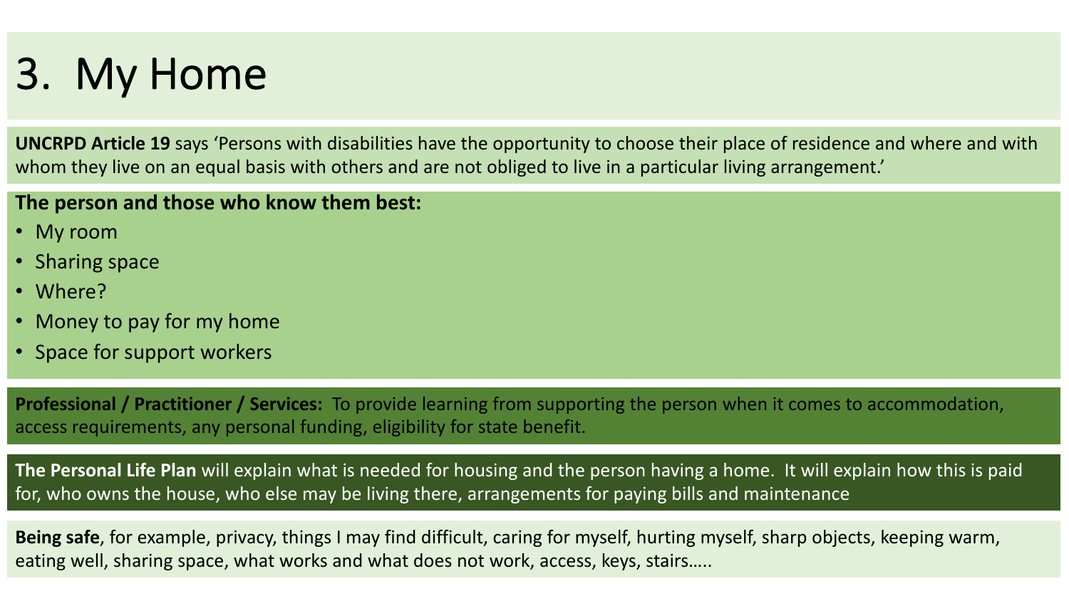# 3. My Home

**UNCRPD Article 19** says 'Persons with disabilities have the opportunity to choose their place of residence and where and with whom they live on an equal basis with others and are not obliged to live in a particular living arrangement.'

**The person and those who know them best:**

- My room
- Sharing space
- Where?
- Money to pay for my home
- Space for support workers

**Professional / Practitioner / Services:** To provide learning from supporting the person when it comes to accommodation, access requirements, any personal funding, eligibility for state benefit.

**The Personal Life Plan** will explain what is needed for housing and the person having a home. It will explain how this is paid for, who owns the house, who else may be living there, arrangements for paying bills and maintenance

**Being safe**, for example, privacy, things I may find difficult, caring for myself, hurting myself, sharp objects, keeping warm, eating well, sharing space, what works and what does not work, access, keys, stairs…..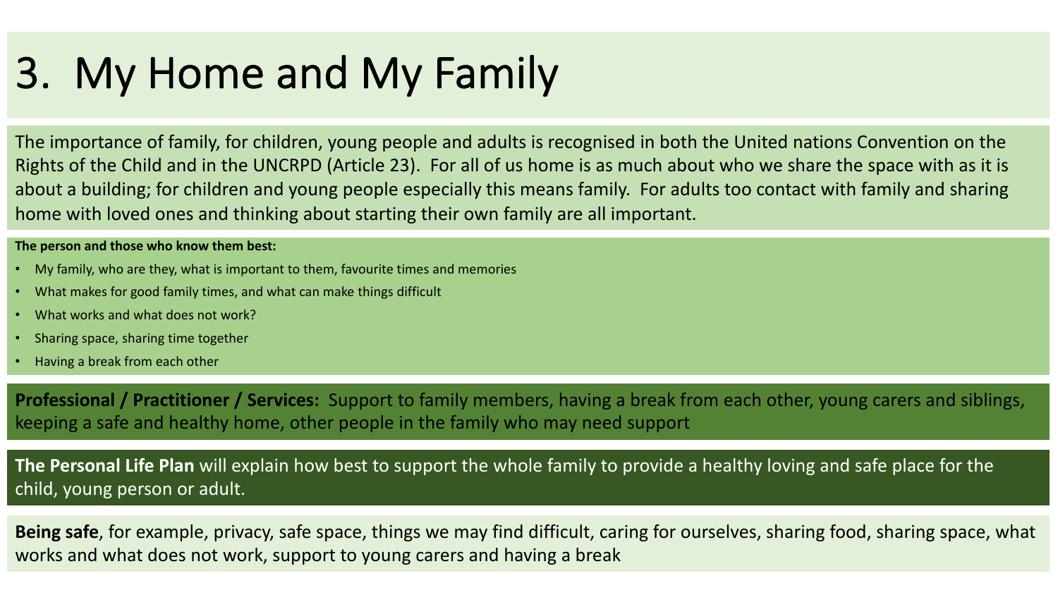# 3. My Home and My Family

The importance of family, for children, young people and adults is recognised in both the United nations Convention on the Rights of the Child and in the UNCRPD (Article 23). For all of us home is as much about who we share the space with as it is about a building; for children and young people especially this means family. For adults too contact with family and sharing home with loved ones and thinking about starting their own family are all important.

**The person and those who know them best:**

- My family, who are they, what is important to them, favourite times and memories
- What makes for good family times, and what can make things difficult
- What works and what does not work?
- Sharing space, sharing time together
- Having a break from each other

**Professional / Practitioner / Services:** Support to family members, having a break from each other, young carers and siblings, keeping a safe and healthy home, other people in the family who may need support

**The Personal Life Plan** will explain how best to support the whole family to provide a healthy loving and safe place for the child, young person or adult.

**Being safe**, for example, privacy, safe space, things we may find difficult, caring for ourselves, sharing food, sharing space, what works and what does not work, support to young carers and having a break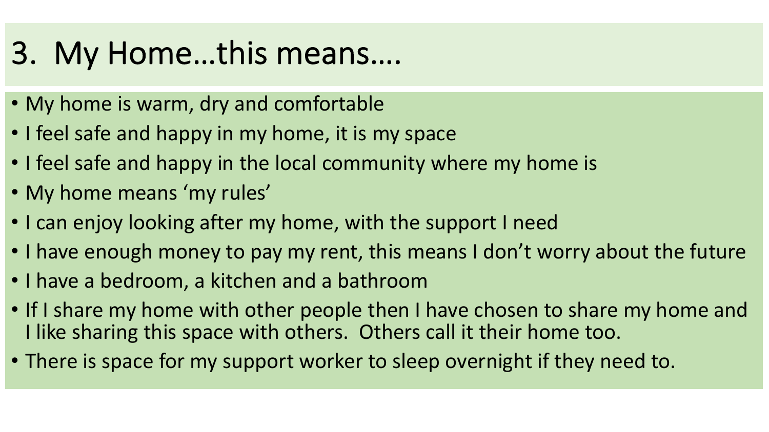# 3. My Home…this means….

- My home is warm, dry and comfortable
- I feel safe and happy in my home, it is my space
- I feel safe and happy in the local community where my home is
- My home means ‘my rules’
- I can enjoy looking after my home, with the support I need
- I have enough money to pay my rent, this means I don’t worry about the future
- I have a bedroom, a kitchen and a bathroom
- If I share my home with other people then I have chosen to share my home and I like sharing this space with others. Others call it their home too.
- There is space for my support worker to sleep overnight if they need to.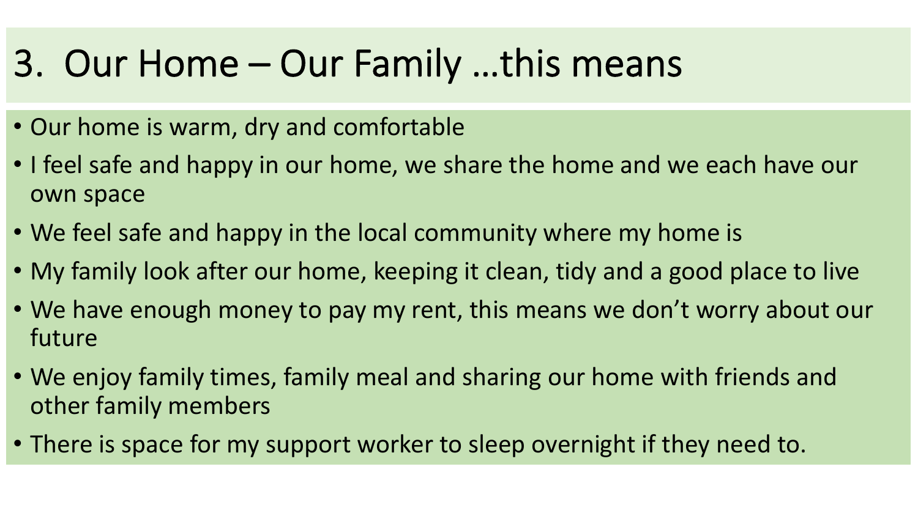# 3. Our Home – Our Family …this means

- Our home is warm, dry and comfortable
- I feel safe and happy in our home, we share the home and we each have our own space
- We feel safe and happy in the local community where my home is
- My family look after our home, keeping it clean, tidy and a good place to live
- We have enough money to pay my rent, this means we don't worry about our future
- We enjoy family times, family meal and sharing our home with friends and other family members
- There is space for my support worker to sleep overnight if they need to.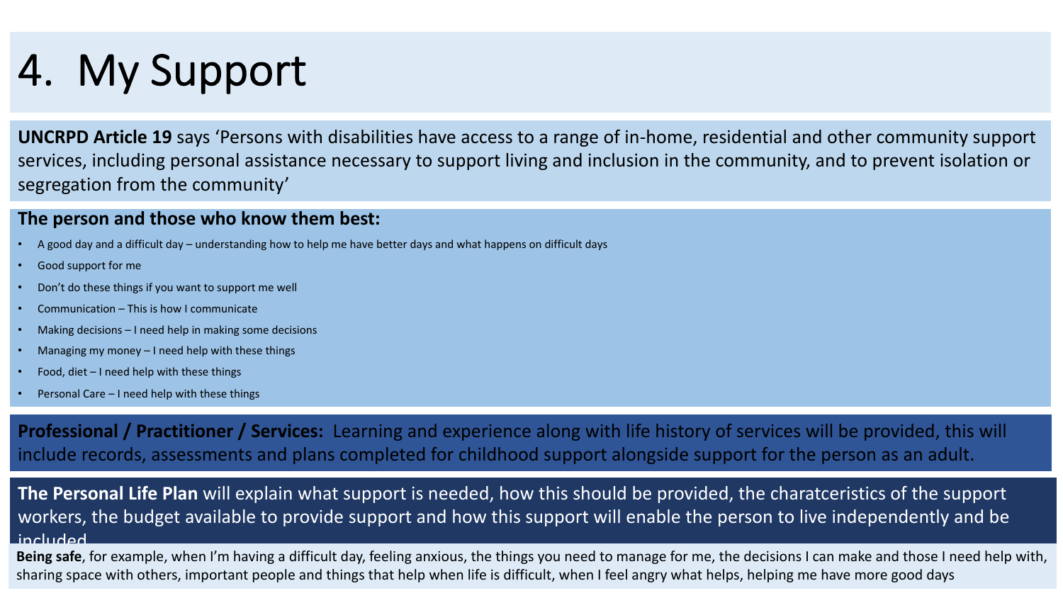# 4. My Support

**UNCRPD Article 19** says 'Persons with disabilities have access to a range of in-home, residential and other community support services, including personal assistance necessary to support living and inclusion in the community, and to prevent isolation or segregation from the community'

**The person and those who know them best:**

- A good day and a difficult day – understanding how to help me have better days and what happens on difficult days
- Good support for me
- Don't do these things if you want to support me well
- Communication – This is how I communicate
- Making decisions – I need help in making some decisions
- Managing my money – I need help with these things
- Food, diet – I need help with these things
- Personal Care – I need help with these things

**Professional / Practitioner / Services:** Learning and experience along with life history of services will be provided, this will include records, assessments and plans completed for childhood support alongside support for the person as an adult.

**The Personal Life Plan** will explain what support is needed, how this should be provided, the charatceristics of the support workers, the budget available to provide support and how this support will enable the person to live independently and be included

**Being safe**, for example, when I'm having a difficult day, feeling anxious, the things you need to manage for me, the decisions I can make and those I need help with, sharing space with others, important people and things that help when life is difficult, when I feel angry what helps, helping me have more good days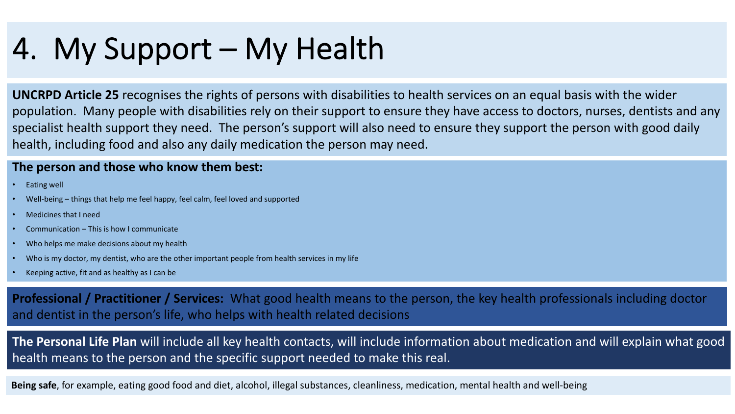# 4. My Support – My Health

**UNCRPD Article 25** recognises the rights of persons with disabilities to health services on an equal basis with the wider population. Many people with disabilities rely on their support to ensure they have access to doctors, nurses, dentists and any specialist health support they need. The person's support will also need to ensure they support the person with good daily health, including food and also any daily medication the person may need.

**The person and those who know them best:**

- Eating well
- Well-being – things that help me feel happy, feel calm, feel loved and supported
- Medicines that I need
- Communication – This is how I communicate
- Who helps me make decisions about my health
- Who is my doctor, my dentist, who are the other important people from health services in my life
- Keeping active, fit and as healthy as I can be

**Professional / Practitioner / Services:** What good health means to the person, the key health professionals including doctor and dentist in the person's life, who helps with health related decisions

**The Personal Life Plan** will include all key health contacts, will include information about medication and will explain what good health means to the person and the specific support needed to make this real.

**Being safe**, for example, eating good food and diet, alcohol, illegal substances, cleanliness, medication, mental health and well-being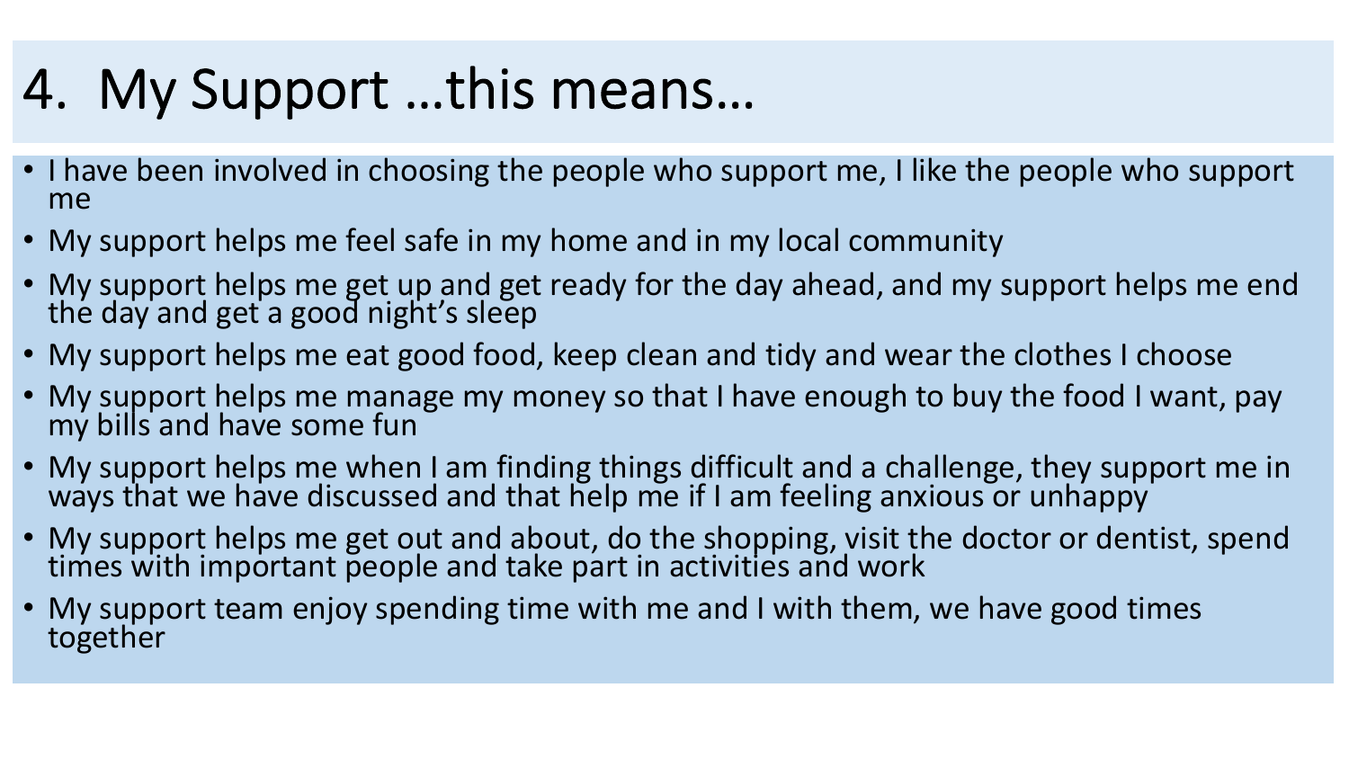# 4. My Support …this means…

- I have been involved in choosing the people who support me, I like the people who support me
- My support helps me feel safe in my home and in my local community
- My support helps me get up and get ready for the day ahead, and my support helps me end the day and get a good night's sleep
- My support helps me eat good food, keep clean and tidy and wear the clothes I choose
- My support helps me manage my money so that I have enough to buy the food I want, pay my bills and have some fun
- My support helps me when I am finding things difficult and a challenge, they support me in ways that we have discussed and that help me if I am feeling anxious or unhappy
- My support helps me get out and about, do the shopping, visit the doctor or dentist, spend times with important people and take part in activities and work
- My support team enjoy spending time with me and I with them, we have good times together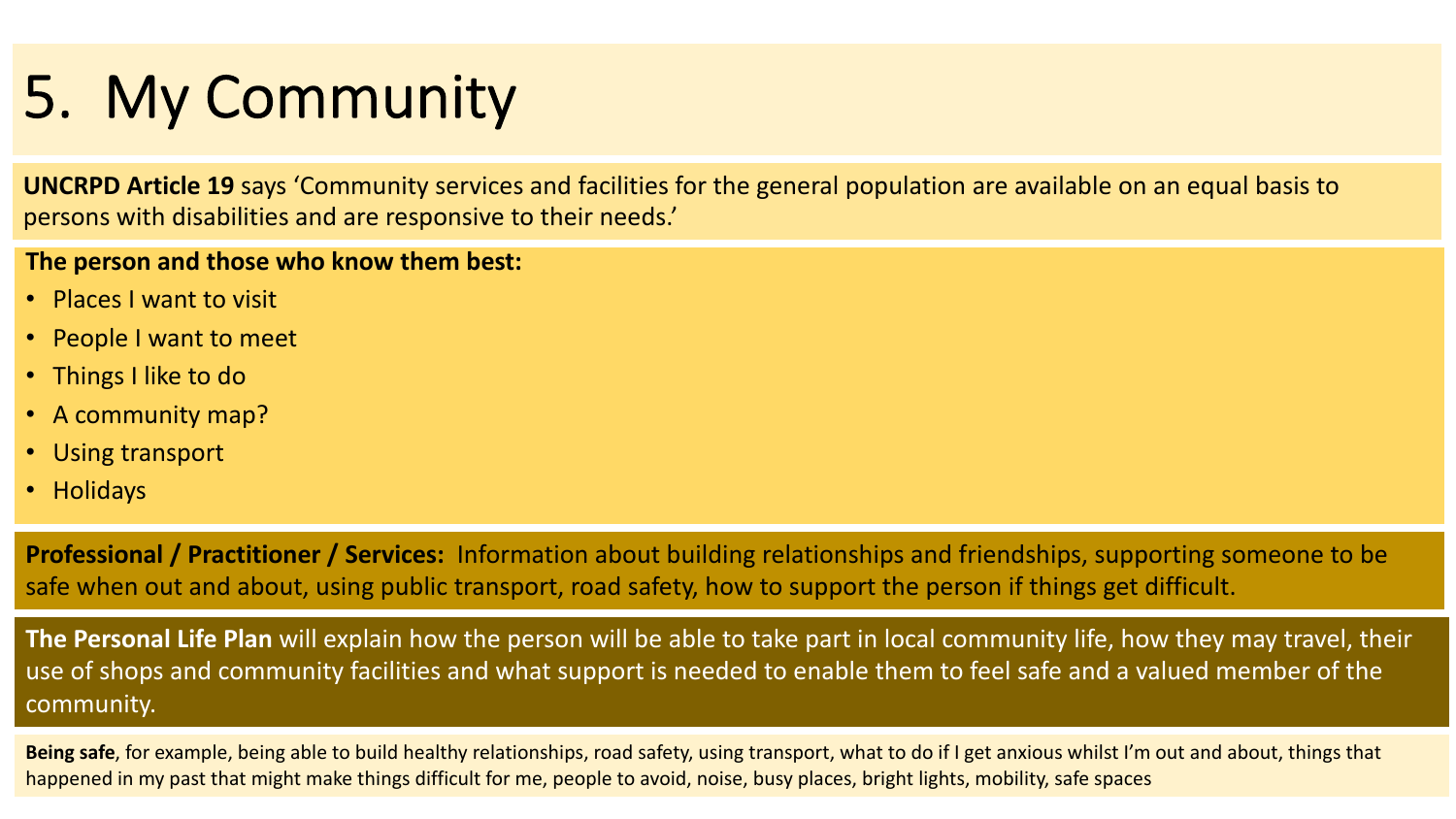# 5. My Community

**UNCRPD Article 19** says ‘Community services and facilities for the general population are available on an equal basis to persons with disabilities and are responsive to their needs.’

**The person and those who know them best:**

- Places I want to visit
- People I want to meet
- Things I like to do
- A community map?
- Using transport
- Holidays

**Professional / Practitioner / Services:** Information about building relationships and friendships, supporting someone to be safe when out and about, using public transport, road safety, how to support the person if things get difficult.

**The Personal Life Plan** will explain how the person will be able to take part in local community life, how they may travel, their use of shops and community facilities and what support is needed to enable them to feel safe and a valued member of the community.

**Being safe**, for example, being able to build healthy relationships, road safety, using transport, what to do if I get anxious whilst I’m out and about, things that happened in my past that might make things difficult for me, people to avoid, noise, busy places, bright lights, mobility, safe spaces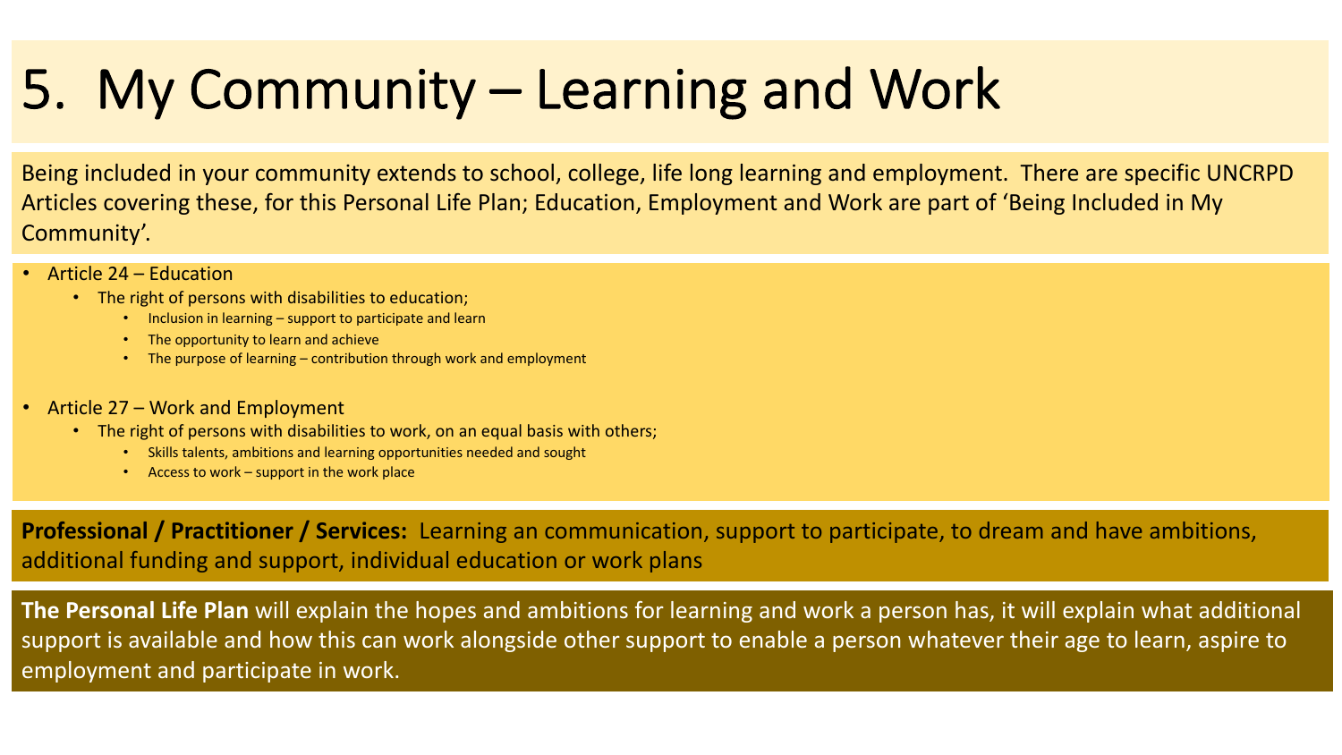# 5. My Community – Learning and Work

Being included in your community extends to school, college, life long learning and employment. There are specific UNCRPD Articles covering these, for this Personal Life Plan; Education, Employment and Work are part of 'Being Included in My Community'.

- Article 24 – Education
  - The right of persons with disabilities to education;
    - Inclusion in learning – support to participate and learn
    - The opportunity to learn and achieve
    - The purpose of learning – contribution through work and employment
- Article 27 – Work and Employment
  - The right of persons with disabilities to work, on an equal basis with others;
    - Skills talents, ambitions and learning opportunities needed and sought
    - Access to work – support in the work place

**Professional / Practitioner / Services:** Learning an communication, support to participate, to dream and have ambitions, additional funding and support, individual education or work plans

**The Personal Life Plan** will explain the hopes and ambitions for learning and work a person has, it will explain what additional support is available and how this can work alongside other support to enable a person whatever their age to learn, aspire to employment and participate in work.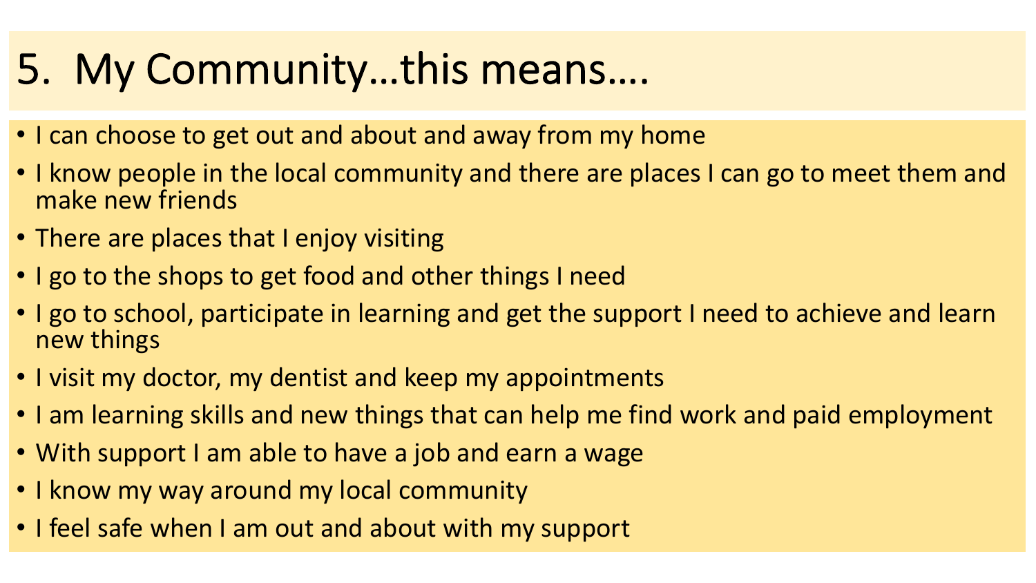# 5. My Community…this means….

- I can choose to get out and about and away from my home
- I know people in the local community and there are places I can go to meet them and make new friends
- There are places that I enjoy visiting
- I go to the shops to get food and other things I need
- I go to school, participate in learning and get the support I need to achieve and learn new things
- I visit my doctor, my dentist and keep my appointments
- I am learning skills and new things that can help me find work and paid employment
- With support I am able to have a job and earn a wage
- I know my way around my local community
- I feel safe when I am out and about with my support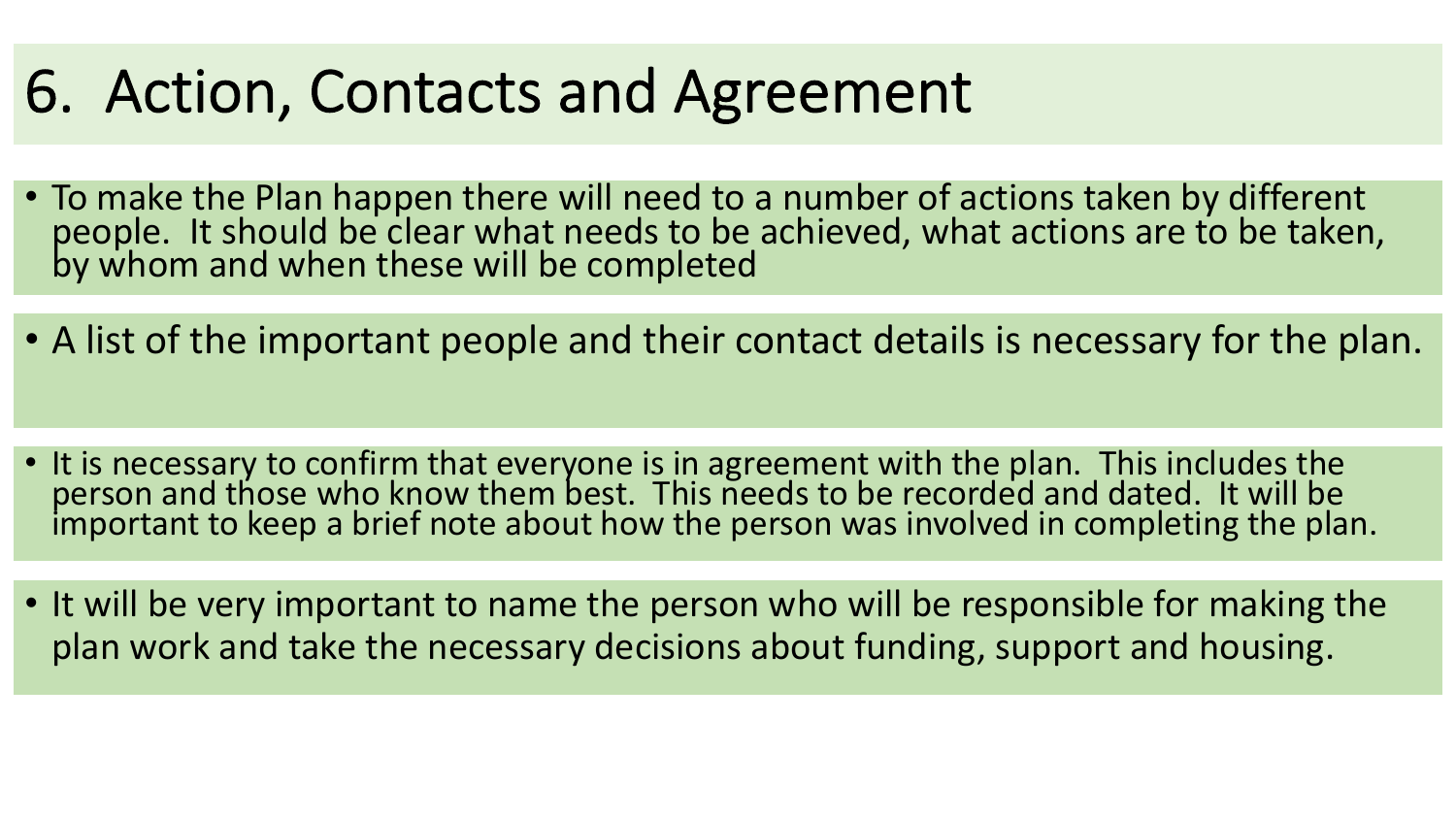# 6. Action, Contacts and Agreement

- To make the Plan happen there will need to a number of actions taken by different people. It should be clear what needs to be achieved, what actions are to be taken, by whom and when these will be completed
- A list of the important people and their contact details is necessary for the plan.
- It is necessary to confirm that everyone is in agreement with the plan. This includes the person and those who know them best. This needs to be recorded and dated. It will be important to keep a brief note about how the person was involved in completing the plan.
- It will be very important to name the person who will be responsible for making the plan work and take the necessary decisions about funding, support and housing.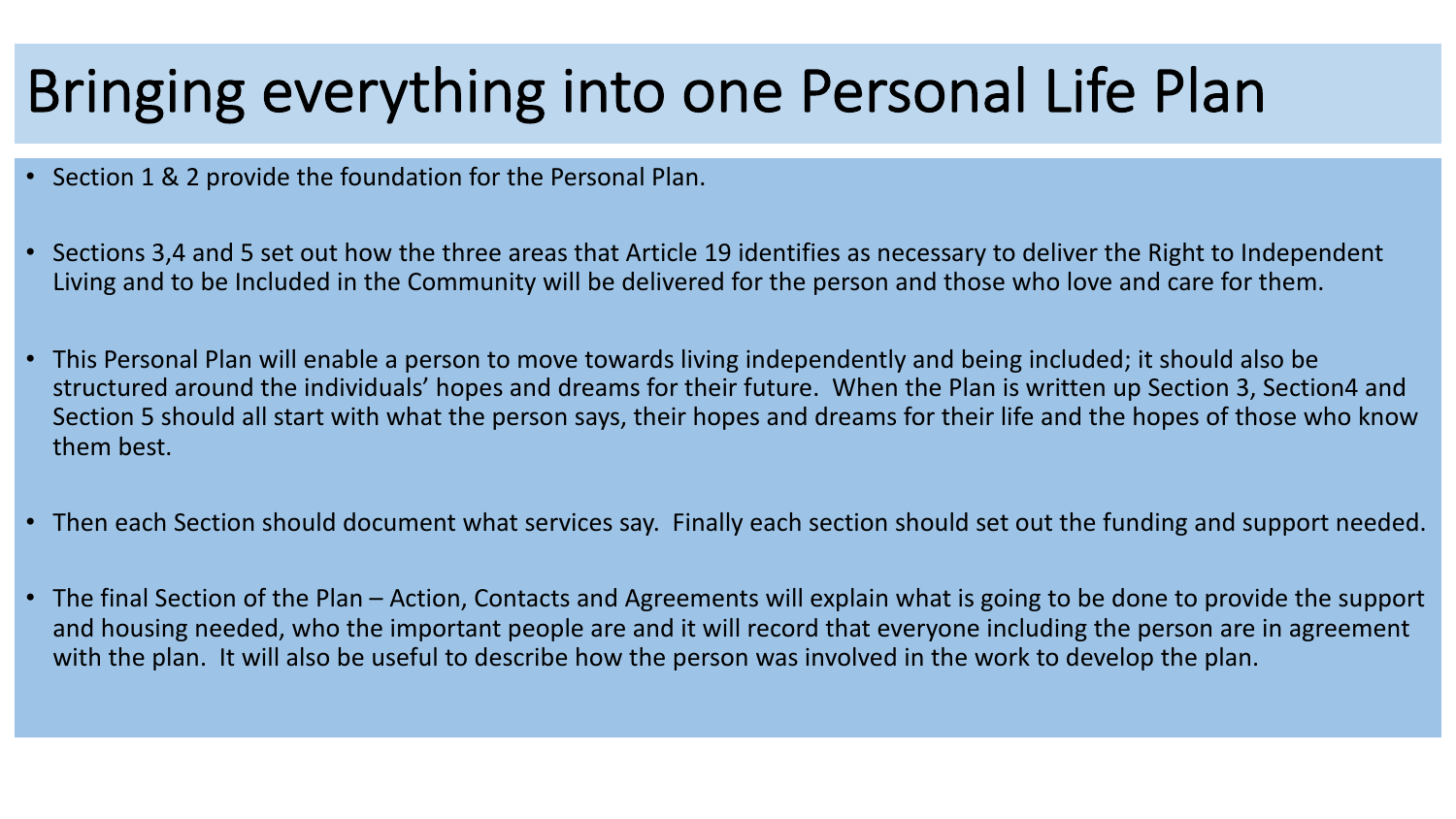# Bringing everything into one Personal Life Plan

- Section 1 & 2 provide the foundation for the Personal Plan.
- Sections 3,4 and 5 set out how the three areas that Article 19 identifies as necessary to deliver the Right to Independent Living and to be Included in the Community will be delivered for the person and those who love and care for them.
- This Personal Plan will enable a person to move towards living independently and being included; it should also be structured around the individuals' hopes and dreams for their future. When the Plan is written up Section 3, Section4 and Section 5 should all start with what the person says, their hopes and dreams for their life and the hopes of those who know them best.
- Then each Section should document what services say. Finally each section should set out the funding and support needed.
- The final Section of the Plan – Action, Contacts and Agreements will explain what is going to be done to provide the support and housing needed, who the important people are and it will record that everyone including the person are in agreement with the plan. It will also be useful to describe how the person was involved in the work to develop the plan.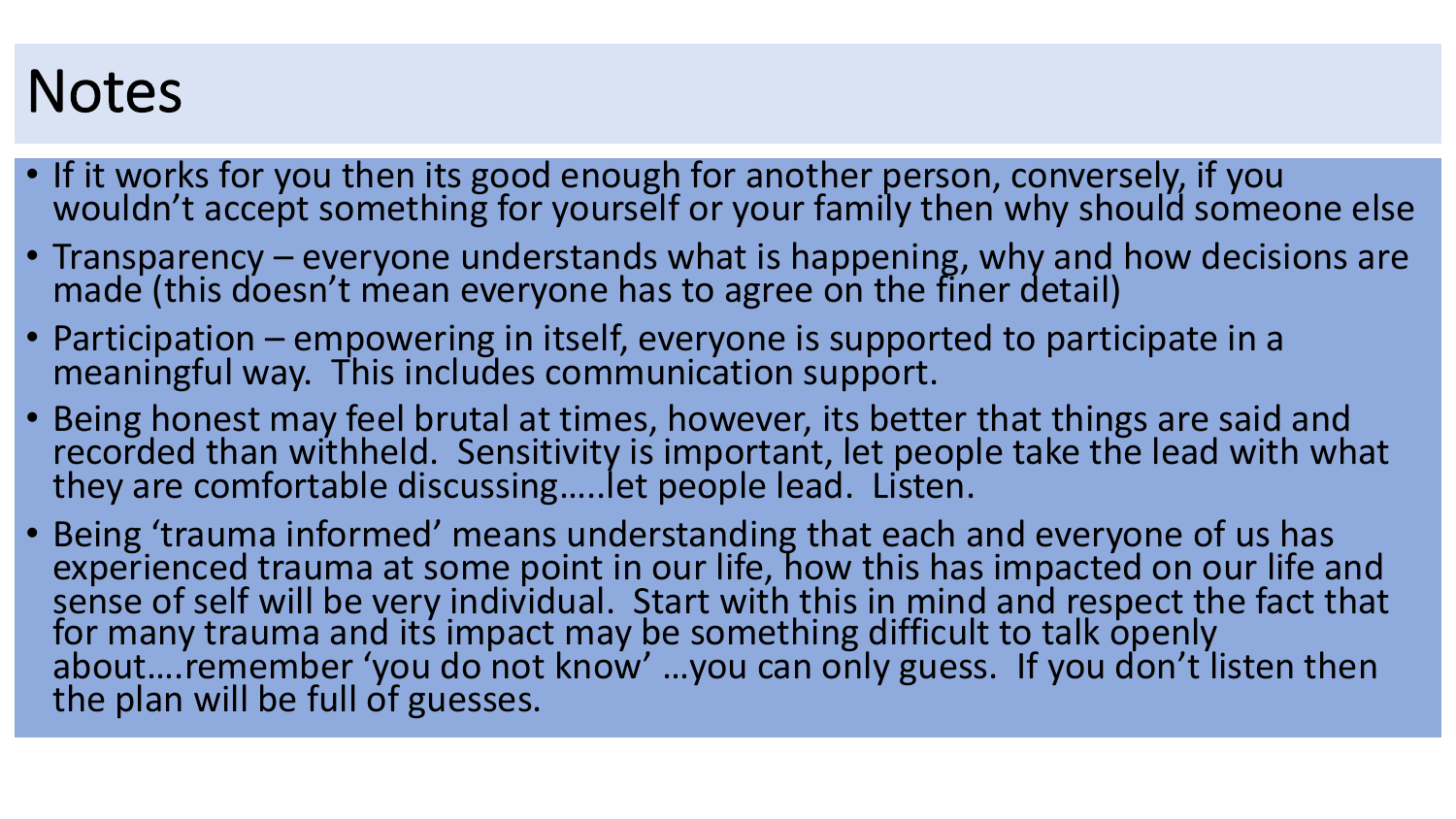# Notes

- If it works for you then its good enough for another person, conversely, if you wouldn't accept something for yourself or your family then why should someone else
- Transparency – everyone understands what is happening, why and how decisions are made (this doesn't mean everyone has to agree on the finer detail)
- Participation – empowering in itself, everyone is supported to participate in a meaningful way. This includes communication support.
- Being honest may feel brutal at times, however, its better that things are said and recorded than withheld. Sensitivity is important, let people take the lead with what they are comfortable discussing…..let people lead. Listen.
- Being 'trauma informed' means understanding that each and everyone of us has experienced trauma at some point in our life, how this has impacted on our life and sense of self will be very individual. Start with this in mind and respect the fact that for many trauma and its impact may be something difficult to talk openly about….remember 'you do not know' …you can only guess. If you don't listen then the plan will be full of guesses.